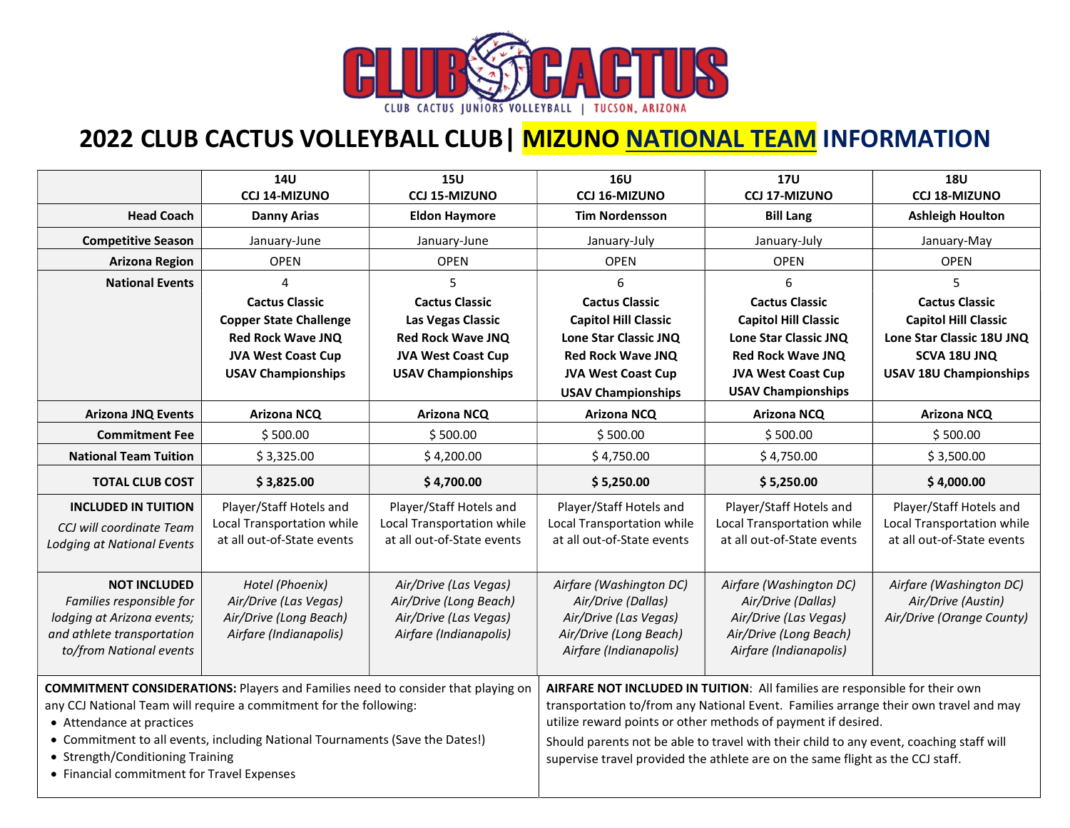CLUB CACTUS

CLUB CACTUS JUNIORS VOLLEYBALL | TUCSON, ARIZONA

# 2022 CLUB CACTUS VOLLEYBALL CLUB| MIZUNO NATIONAL TEAM INFORMATION

| | 14U CCJ 14-MIZUNO | 15U CCJ 15-MIZUNO | 16U CCJ 16-MIZUNO | 17U CCJ 17-MIZUNO | 18U CCJ 18-MIZUNO |
|---|---|---|---|---|---|
| **Head Coach** | **Danny Arias** | **Eldon Haymore** | **Tim Nordensson** | **Bill Lang** | **Ashleigh Houlton** |
| **Competitive Season** | January-June | January-June | January-July | January-July | January-May |
| **Arizona Region** | OPEN | OPEN | OPEN | OPEN | OPEN |
| **National Events** | 4<br>**Cactus Classic**<br>**Copper State Challenge**<br>**Red Rock Wave JNQ**<br>**JVA West Coast Cup**<br>**USAV Championships** | 5<br>**Cactus Classic**<br>**Las Vegas Classic**<br>**Red Rock Wave JNQ**<br>**JVA West Coast Cup**<br>**USAV Championships** | 6<br>**Cactus Classic**<br>**Capitol Hill Classic**<br>**Lone Star Classic JNQ**<br>**Red Rock Wave JNQ**<br>**JVA West Coast Cup**<br>**USAV Championships** | 6<br>**Cactus Classic**<br>**Capitol Hill Classic**<br>**Lone Star Classic JNQ**<br>**Red Rock Wave JNQ**<br>**JVA West Coast Cup**<br>**USAV Championships** | 5<br>**Cactus Classic**<br>**Capitol Hill Classic**<br>**Lone Star Classic 18U JNQ**<br>**SCVA 18U JNQ**<br>**USAV 18U Championships** |
| **Arizona JNQ Events** | **Arizona NCQ** | **Arizona NCQ** | **Arizona NCQ** | **Arizona NCQ** | **Arizona NCQ** |
| **Commitment Fee** | $ 500.00 | $ 500.00 | $ 500.00 | $ 500.00 | $ 500.00 |
| **National Team Tuition** | $ 3,325.00 | $ 4,200.00 | $ 4,750.00 | $ 4,750.00 | $ 3,500.00 |
| **TOTAL CLUB COST** | **$ 3,825.00** | **$ 4,700.00** | **$ 5,250.00** | **$ 5,250.00** | **$ 4,000.00** |
| **INCLUDED IN TUITION**<br>*CCJ will coordinate Team Lodging at National Events* | Player/Staff Hotels and Local Transportation while at all out-of-State events | Player/Staff Hotels and Local Transportation while at all out-of-State events | Player/Staff Hotels and Local Transportation while at all out-of-State events | Player/Staff Hotels and Local Transportation while at all out-of-State events | Player/Staff Hotels and Local Transportation while at all out-of-State events |
| **NOT INCLUDED**<br>*Families responsible for lodging at Arizona events; and athlete transportation to/from National events* | *Hotel (Phoenix)*<br>*Air/Drive (Las Vegas)*<br>*Air/Drive (Long Beach)*<br>*Airfare (Indianapolis)* | *Air/Drive (Las Vegas)*<br>*Air/Drive (Long Beach)*<br>*Air/Drive (Las Vegas)*<br>*Airfare (Indianapolis)* | *Airfare (Washington DC)*<br>*Air/Drive (Dallas)*<br>*Air/Drive (Las Vegas)*<br>*Air/Drive (Long Beach)*<br>*Airfare (Indianapolis)* | *Airfare (Washington DC)*<br>*Air/Drive (Dallas)*<br>*Air/Drive (Las Vegas)*<br>*Air/Drive (Long Beach)*<br>*Airfare (Indianapolis)* | *Airfare (Washington DC)*<br>*Air/Drive (Austin)*<br>*Air/Drive (Orange County)* |

**COMMITMENT CONSIDERATIONS:** Players and Families need to consider that playing on any CCJ National Team will require a commitment for the following:

- Attendance at practices
- Commitment to all events, including National Tournaments (Save the Dates!)
- Strength/Conditioning Training
- Financial commitment for Travel Expenses

**AIRFARE NOT INCLUDED IN TUITION**: All families are responsible for their own transportation to/from any National Event. Families arrange their own travel and may utilize reward points or other methods of payment if desired.

Should parents not be able to travel with their child to any event, coaching staff will supervise travel provided the athlete are on the same flight as the CCJ staff.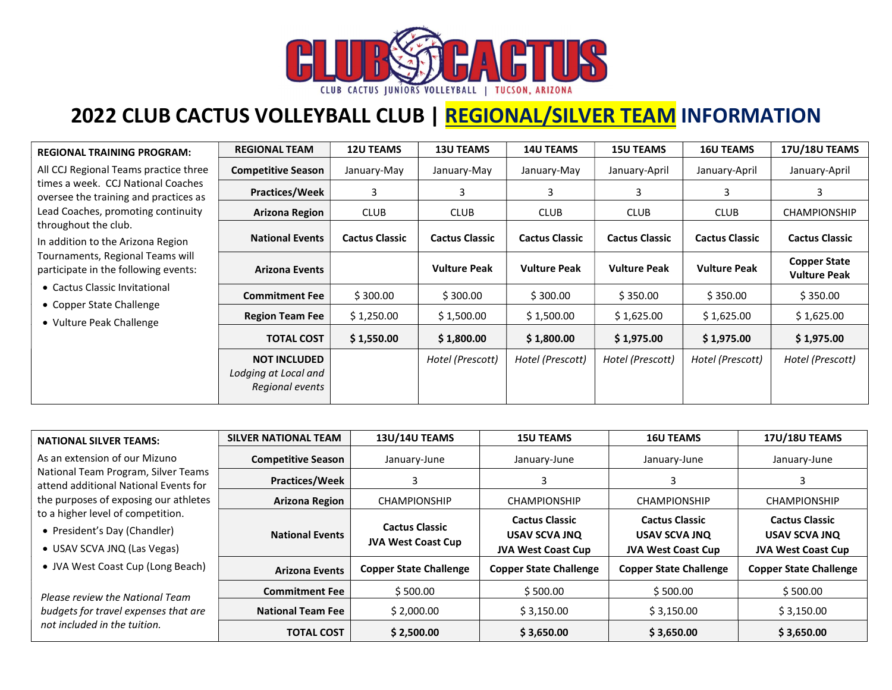CLUB CACTUS

CLUB CACTUS JUNIORS VOLLEYBALL | TUCSON, ARIZONA

# 2022 CLUB CACTUS VOLLEYBALL CLUB | REGIONAL/SILVER TEAM INFORMATION

**REGIONAL TRAINING PROGRAM:**

All CCJ Regional Teams practice three times a week. CCJ National Coaches oversee the training and practices as Lead Coaches, promoting continuity throughout the club.

In addition to the Arizona Region Tournaments, Regional Teams will participate in the following events:

- Cactus Classic Invitational
- Copper State Challenge
- Vulture Peak Challenge

| REGIONAL TEAM | 12U TEAMS | 13U TEAMS | 14U TEAMS | 15U TEAMS | 16U TEAMS | 17U/18U TEAMS |
|---|---|---|---|---|---|---|
| **Competitive Season** | January-May | January-May | January-May | January-April | January-April | January-April |
| **Practices/Week** | 3 | 3 | 3 | 3 | 3 | 3 |
| **Arizona Region** | CLUB | CLUB | CLUB | CLUB | CLUB | CHAMPIONSHIP |
| **National Events** | **Cactus Classic** | **Cactus Classic** | **Cactus Classic** | **Cactus Classic** | **Cactus Classic** | **Cactus Classic** |
| **Arizona Events** | | **Vulture Peak** | **Vulture Peak** | **Vulture Peak** | **Vulture Peak** | **Copper State Vulture Peak** |
| **Commitment Fee** | $ 300.00 | $ 300.00 | $ 300.00 | $ 350.00 | $ 350.00 | $ 350.00 |
| **Region Team Fee** | $ 1,250.00 | $ 1,500.00 | $ 1,500.00 | $ 1,625.00 | $ 1,625.00 | $ 1,625.00 |
| **TOTAL COST** | **$ 1,550.00** | **$ 1,800.00** | **$ 1,800.00** | **$ 1,975.00** | **$ 1,975.00** | **$ 1,975.00** |
| **NOT INCLUDED** *Lodging at Local and Regional events* | | *Hotel (Prescott)* | *Hotel (Prescott)* | *Hotel (Prescott)* | *Hotel (Prescott)* | *Hotel (Prescott)* |

**NATIONAL SILVER TEAMS:**

As an extension of our Mizuno National Team Program, Silver Teams attend additional National Events for the purposes of exposing our athletes to a higher level of competition.

- President's Day (Chandler)
- USAV SCVA JNQ (Las Vegas)
- JVA West Coast Cup (Long Beach)

*Please review the National Team budgets for travel expenses that are not included in the tuition.*

| SILVER NATIONAL TEAM | 13U/14U TEAMS | 15U TEAMS | 16U TEAMS | 17U/18U TEAMS |
|---|---|---|---|---|
| **Competitive Season** | January-June | January-June | January-June | January-June |
| **Practices/Week** | 3 | 3 | 3 | 3 |
| **Arizona Region** | CHAMPIONSHIP | CHAMPIONSHIP | CHAMPIONSHIP | CHAMPIONSHIP |
| **National Events** | **Cactus Classic JVA West Coast Cup** | **Cactus Classic USAV SCVA JNQ JVA West Coast Cup** | **Cactus Classic USAV SCVA JNQ JVA West Coast Cup** | **Cactus Classic USAV SCVA JNQ JVA West Coast Cup** |
| **Arizona Events** | **Copper State Challenge** | **Copper State Challenge** | **Copper State Challenge** | **Copper State Challenge** |
| **Commitment Fee** | $ 500.00 | $ 500.00 | $ 500.00 | $ 500.00 |
| **National Team Fee** | $ 2,000.00 | $ 3,150.00 | $ 3,150.00 | $ 3,150.00 |
| **TOTAL COST** | **$ 2,500.00** | **$ 3,650.00** | **$ 3,650.00** | **$ 3,650.00** |